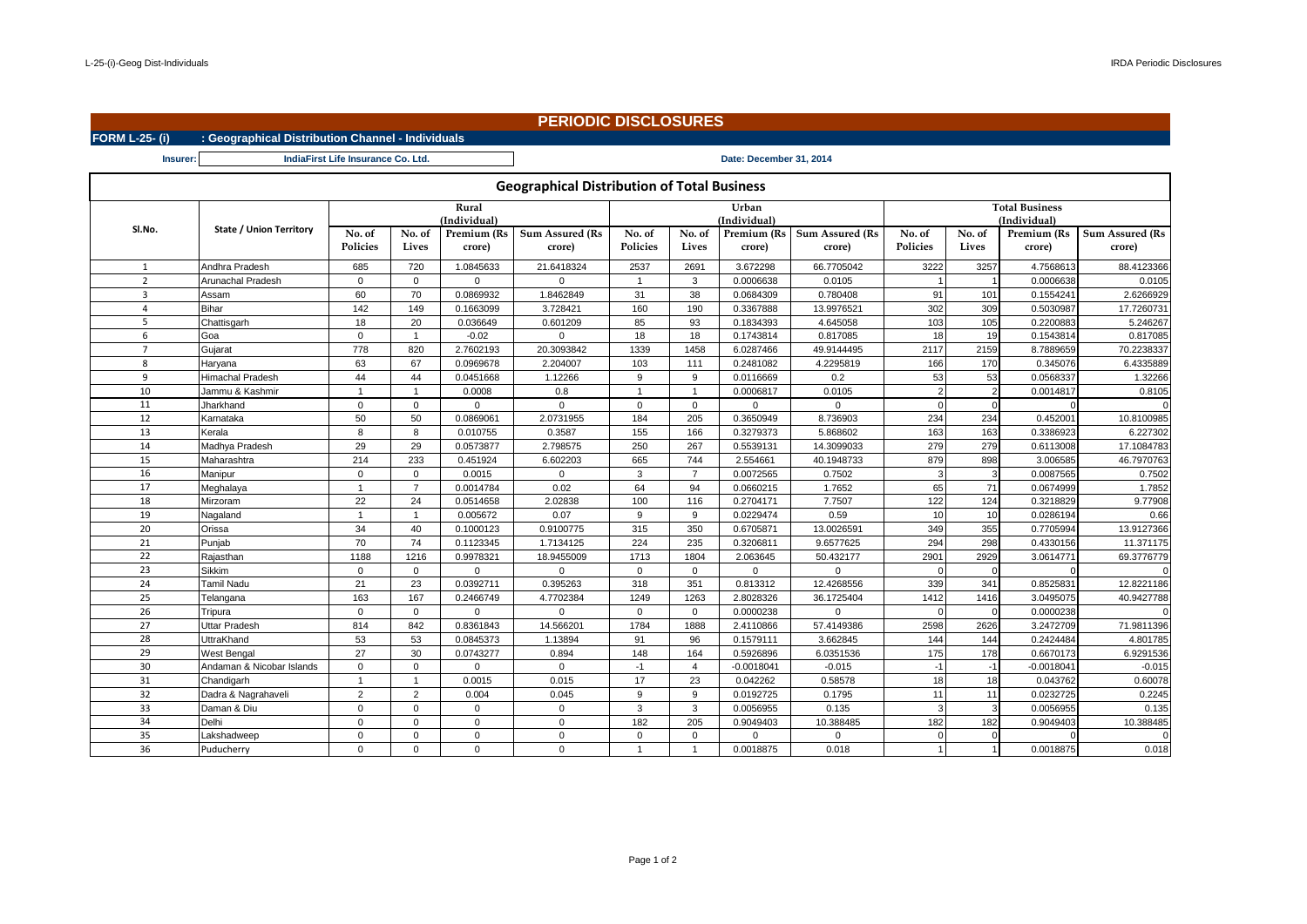# PERIODIC DISCLOSURES

**FORM L-25- (i)** : **Geographical Distribution Channel - Individuals**

**Insurer:** IndiaFirst Life Insurance Co. Ltd.

**Date: December 31, 2014**

## Geographical Distribution of Total Business

| Sl.No. | State / Union Territory | Rural (Individual) | | | | Urban (Individual) | | | | Total Business (Individual) | | | |
|---|---|---|---|---|---|---|---|---|---|---|---|---|---|
| | | No. of Policies | No. of Lives | Premium (Rs crore) | Sum Assured (Rs crore) | No. of Policies | No. of Lives | Premium (Rs crore) | Sum Assured (Rs crore) | No. of Policies | No. of Lives | Premium (Rs crore) | Sum Assured (Rs crore) |
| 1 | Andhra Pradesh | 685 | 720 | 1.0845633 | 21.6418324 | 2537 | 2691 | 3.672298 | 66.7705042 | 3222 | 3257 | 4.7568613 | 88.4123366 |
| 2 | Arunachal Pradesh | 0 | 0 | 0 | 0 | 1 | 3 | 0.0006638 | 0.0105 | 1 | 1 | 0.0006638 | 0.0105 |
| 3 | Assam | 60 | 70 | 0.0869932 | 1.8462849 | 31 | 38 | 0.0684309 | 0.780408 | 91 | 101 | 0.1554241 | 2.6266929 |
| 4 | Bihar | 142 | 149 | 0.1663099 | 3.728421 | 160 | 190 | 0.3367888 | 13.9976521 | 302 | 309 | 0.5030987 | 17.7260731 |
| 5 | Chattisgarh | 18 | 20 | 0.036649 | 0.601209 | 85 | 93 | 0.1834393 | 4.645058 | 103 | 105 | 0.2200883 | 5.246267 |
| 6 | Goa | 0 | 1 | -0.02 | 0 | 18 | 18 | 0.1743814 | 0.817085 | 18 | 19 | 0.1543814 | 0.817085 |
| 7 | Gujarat | 778 | 820 | 2.7602193 | 20.3093842 | 1339 | 1458 | 6.0287466 | 49.9144495 | 2117 | 2159 | 8.7889659 | 70.2238337 |
| 8 | Haryana | 63 | 67 | 0.0969678 | 2.204007 | 103 | 111 | 0.2481082 | 4.2295819 | 166 | 170 | 0.345076 | 6.4335889 |
| 9 | Himachal Pradesh | 44 | 44 | 0.0451668 | 1.12266 | 9 | 9 | 0.0116669 | 0.2 | 53 | 53 | 0.0568337 | 1.32266 |
| 10 | Jammu & Kashmir | 1 | 1 | 0.0008 | 0.8 | 1 | 1 | 0.0006817 | 0.0105 | 2 | 2 | 0.0014817 | 0.8105 |
| 11 | Jharkhand | 0 | 0 | 0 | 0 | 0 | 0 | 0 | 0 | 0 | 0 | 0 | 0 |
| 12 | Karnataka | 50 | 50 | 0.0869061 | 2.0731955 | 184 | 205 | 0.3650949 | 8.736903 | 234 | 234 | 0.452001 | 10.8100985 |
| 13 | Kerala | 8 | 8 | 0.010755 | 0.3587 | 155 | 166 | 0.3279373 | 5.868602 | 163 | 163 | 0.3386923 | 6.227302 |
| 14 | Madhya Pradesh | 29 | 29 | 0.0573877 | 2.798575 | 250 | 267 | 0.5539131 | 14.3099033 | 279 | 279 | 0.6113008 | 17.1084783 |
| 15 | Maharashtra | 214 | 233 | 0.451924 | 6.602203 | 665 | 744 | 2.554661 | 40.1948733 | 879 | 898 | 3.006585 | 46.7970763 |
| 16 | Manipur | 0 | 0 | 0.0015 | 0 | 3 | 7 | 0.0072565 | 0.7502 | 3 | 3 | 0.0087565 | 0.7502 |
| 17 | Meghalaya | 1 | 7 | 0.0014784 | 0.02 | 64 | 94 | 0.0660215 | 1.7652 | 65 | 71 | 0.0674999 | 1.7852 |
| 18 | Mirzoram | 22 | 24 | 0.0514658 | 2.02838 | 100 | 116 | 0.2704171 | 7.7507 | 122 | 124 | 0.3218829 | 9.77908 |
| 19 | Nagaland | 1 | 1 | 0.005672 | 0.07 | 9 | 9 | 0.0229474 | 0.59 | 10 | 10 | 0.0286194 | 0.66 |
| 20 | Orissa | 34 | 40 | 0.1000123 | 0.9100775 | 315 | 350 | 0.6705871 | 13.0026591 | 349 | 355 | 0.7705994 | 13.9127366 |
| 21 | Punjab | 70 | 74 | 0.1123345 | 1.7134125 | 224 | 235 | 0.3206811 | 9.6577625 | 294 | 298 | 0.4330156 | 11.371175 |
| 22 | Rajasthan | 1188 | 1216 | 0.9978321 | 18.9455009 | 1713 | 1804 | 2.063645 | 50.432177 | 2901 | 2929 | 3.0614771 | 69.3776779 |
| 23 | Sikkim | 0 | 0 | 0 | 0 | 0 | 0 | 0 | 0 | 0 | 0 | 0 | 0 |
| 24 | Tamil Nadu | 21 | 23 | 0.0392711 | 0.395263 | 318 | 351 | 0.813312 | 12.4268556 | 339 | 341 | 0.8525831 | 12.8221186 |
| 25 | Telangana | 163 | 167 | 0.2466749 | 4.7702384 | 1249 | 1263 | 2.8028326 | 36.1725404 | 1412 | 1416 | 3.0495075 | 40.9427788 |
| 26 | Tripura | 0 | 0 | 0 | 0 | 0 | 0 | 0.0000238 | 0 | 0 | 0 | 0.0000238 | 0 |
| 27 | Uttar Pradesh | 814 | 842 | 0.8361843 | 14.566201 | 1784 | 1888 | 2.4110866 | 57.4149386 | 2598 | 2626 | 3.2472709 | 71.9811396 |
| 28 | UttraKhand | 53 | 53 | 0.0845373 | 1.13894 | 91 | 96 | 0.1579111 | 3.662845 | 144 | 144 | 0.2424484 | 4.801785 |
| 29 | West Bengal | 27 | 30 | 0.0743277 | 0.894 | 148 | 164 | 0.5926896 | 6.0351536 | 175 | 178 | 0.6670173 | 6.9291536 |
| 30 | Andaman & Nicobar Islands | 0 | 0 | 0 | 0 | -1 | 4 | -0.0018041 | -0.015 | -1 | -1 | -0.0018041 | -0.015 |
| 31 | Chandigarh | 1 | 1 | 0.0015 | 0.015 | 17 | 23 | 0.042262 | 0.58578 | 18 | 18 | 0.043762 | 0.60078 |
| 32 | Dadra & Nagrahaveli | 2 | 2 | 0.004 | 0.045 | 9 | 9 | 0.0192725 | 0.1795 | 11 | 11 | 0.0232725 | 0.2245 |
| 33 | Daman & Diu | 0 | 0 | 0 | 0 | 3 | 3 | 0.0056955 | 0.135 | 3 | 3 | 0.0056955 | 0.135 |
| 34 | Delhi | 0 | 0 | 0 | 0 | 182 | 205 | 0.9049403 | 10.388485 | 182 | 182 | 0.9049403 | 10.388485 |
| 35 | Lakshadweep | 0 | 0 | 0 | 0 | 0 | 0 | 0 | 0 | 0 | 0 | 0 | 0 |
| 36 | Puducherry | 0 | 0 | 0 | 0 | 1 | 1 | 0.0018875 | 0.018 | 1 | 1 | 0.0018875 | 0.018 |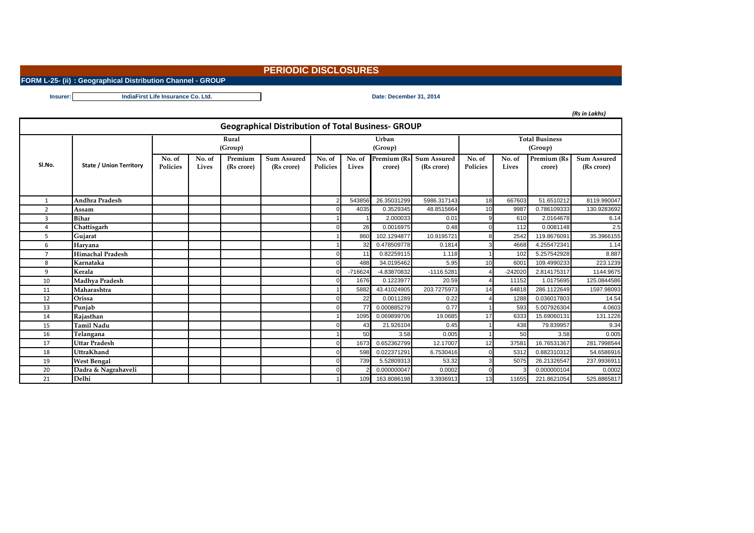# PERIODIC DISCLOSURES

## FORM L-25- (ii) : Geographical Distribution Channel - GROUP

**Insurer:** IndiaFirst Life Insurance Co. Ltd.

**Date: December 31, 2014**

*(Rs in Lakhs)*

### Geographical Distribution of Total Business- GROUP

| Sl.No. | State / Union Territory | Rural (Group) | | | | Urban (Group) | | | | Total Business (Group) | | | |
|---|---|---|---|---|---|---|---|---|---|---|---|---|---|
| | | No. of Policies | No. of Lives | Premium (Rs crore) | Sum Assured (Rs crore) | No. of Policies | No. of Lives | Premium (Rs crore) | Sum Assured (Rs crore) | No. of Policies | No. of Lives | Premium (Rs crore) | Sum Assured (Rs crore) |
| 1 | Andhra Pradesh | | | | | 2 | 543856 | 26.35031299 | 5986.317143 | 18 | 667603 | 51.6510212 | 8119.990047 |
| 2 | Assam | | | | | 0 | 4035 | 0.3529345 | 48.8515664 | 10 | 9987 | 0.786109333 | 130.9283692 |
| 3 | Bihar | | | | | 1 | 1 | 2.000033 | 0.01 | 9 | 610 | 2.0164678 | 6.14 |
| 4 | Chattisgarh | | | | | 0 | 26 | 0.0016975 | 0.48 | 0 | 112 | 0.0081148 | 2.5 |
| 5 | Gujarat | | | | | 1 | 860 | 102.1294877 | 10.9195721 | 8 | 2542 | 119.8676091 | 35.3966155 |
| 6 | Haryana | | | | | 1 | 32 | 0.478509778 | 0.1814 | 3 | 4668 | 4.255472341 | 1.14 |
| 7 | Himachal Pradesh | | | | | 0 | 11 | 0.82259115 | 1.118 | 1 | 102 | 5.257542928 | 8.887 |
| 8 | Karnataka | | | | | 0 | 488 | 34.0195462 | 5.95 | 10 | 6001 | 109.4990233 | 223.1239 |
| 9 | Kerala | | | | | 0 | -716624 | -4.83870832 | -1116.5281 | 4 | -242020 | 2.814175317 | 1144.9675 |
| 10 | Madhya Pradesh | | | | | 0 | 1676 | 0.1223977 | 20.59 | 4 | 11152 | 1.0175695 | 125.0844586 |
| 11 | Maharashtra | | | | | 1 | 5882 | 43.41024905 | 203.7275973 | 14 | 64818 | 286.1122649 | 1597.98093 |
| 12 | Orissa | | | | | 0 | 22 | 0.0011289 | 0.22 | 4 | 1288 | 0.036017803 | 14.54 |
| 13 | Punjab | | | | | 0 | 77 | 0.000885279 | 0.77 | 1 | 593 | 5.007926304 | 4.0603 |
| 14 | Rajasthan | | | | | 1 | 1095 | 0.069899706 | 19.0685 | 17 | 6333 | 15.69060131 | 131.1226 |
| 15 | Tamil Nadu | | | | | 0 | 43 | 21.926104 | 0.45 | 1 | 438 | 79.839957 | 9.34 |
| 16 | Telangana | | | | | 1 | 50 | 3.58 | 0.005 | 1 | 50 | 3.58 | 0.005 |
| 17 | Uttar Pradesh | | | | | 0 | 1673 | 0.652362799 | 12.17007 | 12 | 37581 | 16.76531367 | 281.7998544 |
| 18 | UttraKhand | | | | | 0 | 598 | 0.022371291 | 6.7530416 | 0 | 5312 | 0.882310312 | 54.6586916 |
| 19 | West Bengal | | | | | 0 | 739 | 5.52809313 | 53.32 | 3 | 5075 | 26.21326547 | 237.9936911 |
| 20 | Dadra & Nagrahaveli | | | | | 0 | 2 | 0.000000047 | 0.0002 | 0 | 3 | 0.000000104 | 0.0002 |
| 21 | Delhi | | | | | 1 | 109 | 163.8086198 | 3.3936913 | 13 | 11655 | 221.8621054 | 525.8865817 |